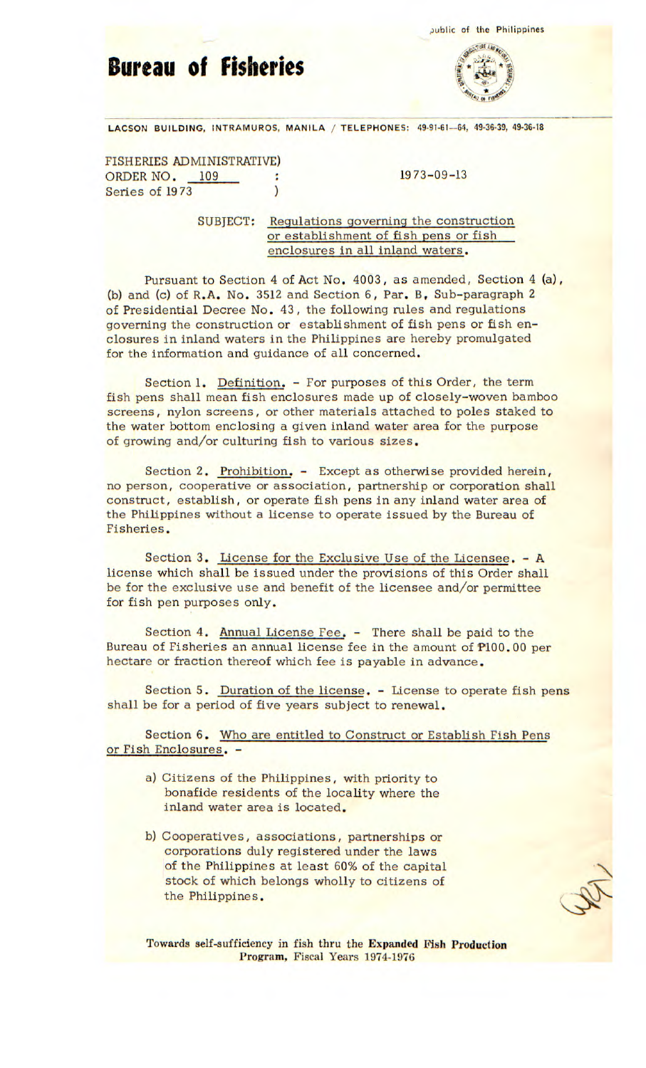Republic of the Philippines

# Bureau of Fisheries

LACSON BUILDING, INTRAMUROS, MANILA / TELEPHONES: 49-91-61—64, 49-36-39, 49-36-18

FISHERIES ADMINISTRATIVE)
ORDER NO. 109 :
Series of 1973 )

1973-09-13

SUBJECT: Regulations governing the construction or establishment of fish pens or fish enclosures in all inland waters.

Pursuant to Section 4 of Act No. 4003, as amended, Section 4 (a), (b) and (c) of R.A. No. 3512 and Section 6, Par. B, Sub-paragraph 2 of Presidential Decree No. 43, the following rules and regulations governing the construction or establishment of fish pens or fish enclosures in inland waters in the Philippines are hereby promulgated for the information and guidance of all concerned.

Section 1. Definition. - For purposes of this Order, the term fish pens shall mean fish enclosures made up of closely-woven bamboo screens, nylon screens, or other materials attached to poles staked to the water bottom enclosing a given inland water area for the purpose of growing and/or culturing fish to various sizes.

Section 2. Prohibition. - Except as otherwise provided herein, no person, cooperative or association, partnership or corporation shall construct, establish, or operate fish pens in any inland water area of the Philippines without a license to operate issued by the Bureau of Fisheries.

Section 3. License for the Exclusive Use of the Licensee. - A license which shall be issued under the provisions of this Order shall be for the exclusive use and benefit of the licensee and/or permittee for fish pen purposes only.

Section 4. Annual License Fee. - There shall be paid to the Bureau of Fisheries an annual license fee in the amount of ₱100.00 per hectare or fraction thereof which fee is payable in advance.

Section 5. Duration of the license. - License to operate fish pens shall be for a period of five years subject to renewal.

Section 6. Who are entitled to Construct or Establish Fish Pens or Fish Enclosures. -

a) Citizens of the Philippines, with priority to bonafide residents of the locality where the inland water area is located.

b) Cooperatives, associations, partnerships or corporations duly registered under the laws of the Philippines at least 60% of the capital stock of which belongs wholly to citizens of the Philippines.

Towards self-sufficiency in fish thru the **Expanded Fish Production Program**, Fiscal Years 1974-1976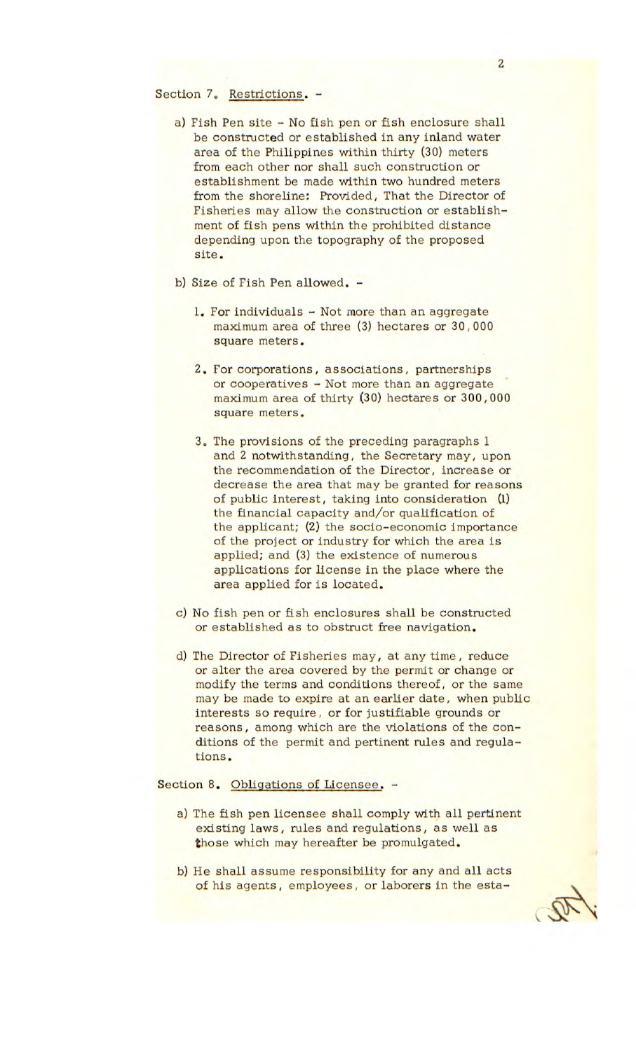Section 7. Restrictions. -

a) Fish Pen site - No fish pen or fish enclosure shall be constructed or established in any inland water area of the Philippines within thirty (30) meters from each other nor shall such construction or establishment be made within two hundred meters from the shoreline: Provided, That the Director of Fisheries may allow the construction or establishment of fish pens within the prohibited distance depending upon the topography of the proposed site.

b) Size of Fish Pen allowed. -

1. For individuals - Not more than an aggregate maximum area of three (3) hectares or 30,000 square meters.

2. For corporations, associations, partnerships or cooperatives - Not more than an aggregate maximum area of thirty (30) hectares or 300,000 square meters.

3. The provisions of the preceding paragraphs 1 and 2 notwithstanding, the Secretary may, upon the recommendation of the Director, increase or decrease the area that may be granted for reasons of public interest, taking into consideration (1) the financial capacity and/or qualification of the applicant; (2) the socio-economic importance of the project or industry for which the area is applied; and (3) the existence of numerous applications for license in the place where the area applied for is located.

c) No fish pen or fish enclosures shall be constructed or established as to obstruct free navigation.

d) The Director of Fisheries may, at any time, reduce or alter the area covered by the permit or change or modify the terms and conditions thereof, or the same may be made to expire at an earlier date, when public interests so require, or for justifiable grounds or reasons, among which are the violations of the conditions of the permit and pertinent rules and regulations.

Section 8. Obligations of Licensee. -

a) The fish pen licensee shall comply with all pertinent existing laws, rules and regulations, as well as those which may hereafter be promulgated.

b) He shall assume responsibility for any and all acts of his agents, employees, or laborers in the esta-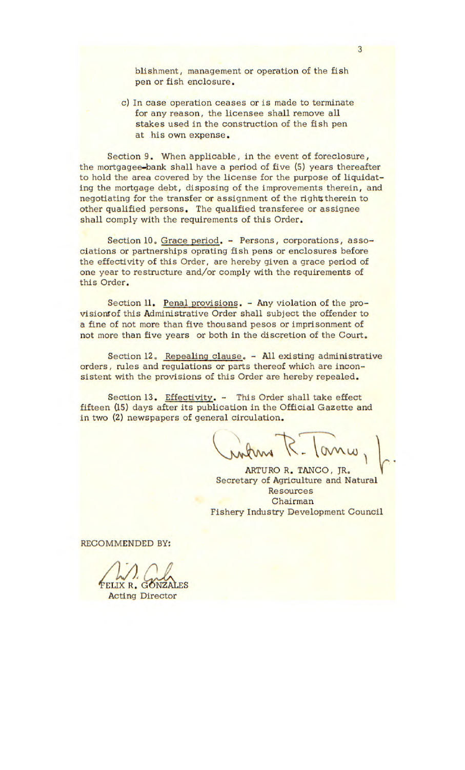blishment, management or operation of the fish pen or fish enclosure.

c) In case operation ceases or is made to terminate for any reason, the licensee shall remove all stakes used in the construction of the fish pen at his own expense.

Section 9. When applicable, in the event of foreclosure, the mortgagee-bank shall have a period of five (5) years thereafter to hold the area covered by the license for the purpose of liquidating the mortgage debt, disposing of the improvements therein, and negotiating for the transfer or assignment of the rights therein to other qualified persons. The qualified transferee or assignee shall comply with the requirements of this Order.

Section 10. Grace period. - Persons, corporations, associations or partnerships oprating fish pens or enclosures before the effectivity of this Order, are hereby given a grace period of one year to restructure and/or comply with the requirements of this Order.

Section 11. Penal provisions. - Any violation of the provisions of this Administrative Order shall subject the offender to a fine of not more than five thousand pesos or imprisonment of not more than five years or both in the discretion of the Court.

Section 12. Repealing clause. - All existing administrative orders, rules and regulations or parts thereof which are inconsistent with the provisions of this Order are hereby repealed.

Section 13. Effectivity. - This Order shall take effect fifteen (15) days after its publication in the Official Gazette and in two (2) newspapers of general circulation.

ARTURO R. TANCO, JR.
Secretary of Agriculture and Natural Resources
Chairman
Fishery Industry Development Council

RECOMMENDED BY:

FELIX R. GONZALES
Acting Director